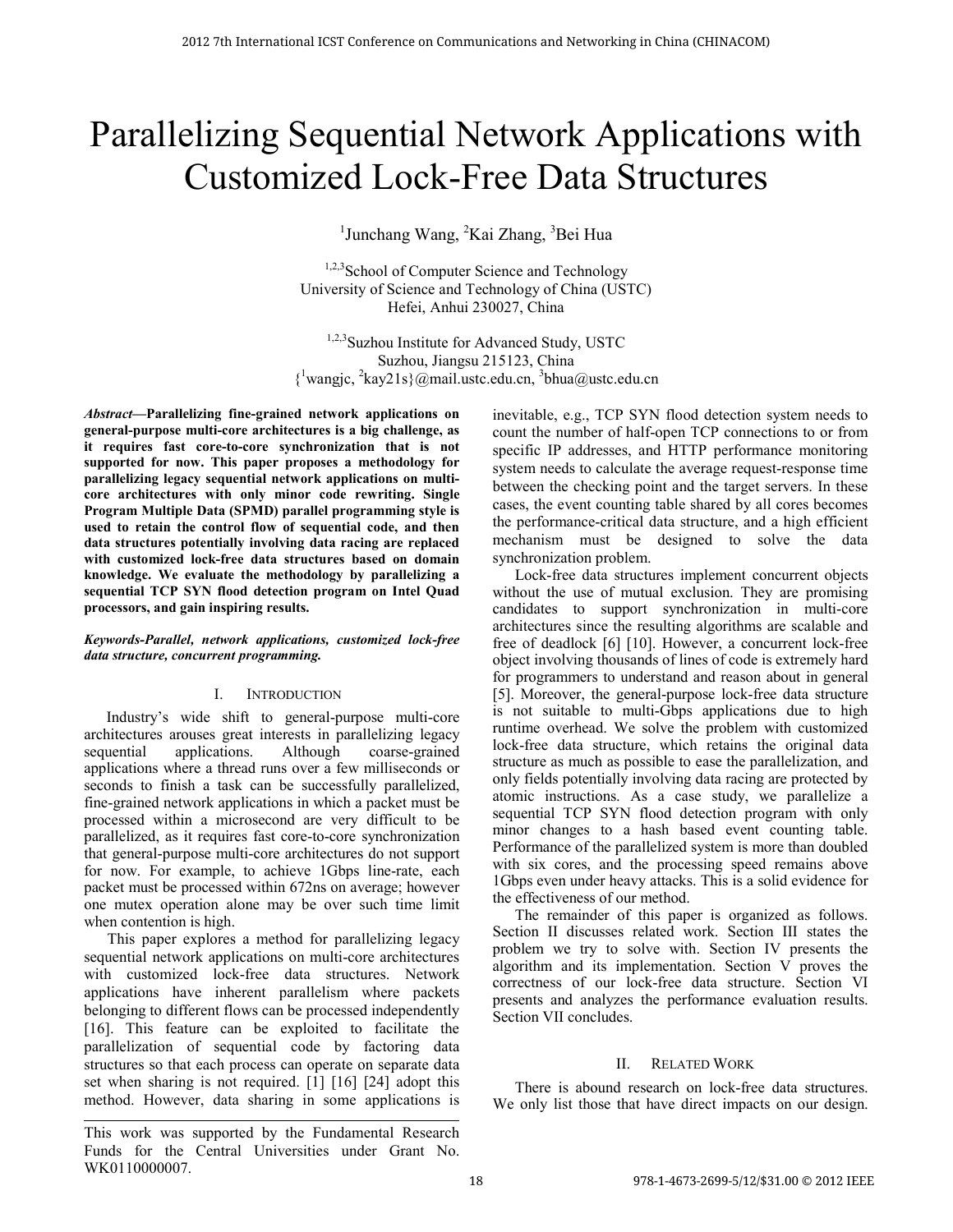# Parallelizing Sequential Network Applications with Customized Lock-Free Data Structures

[1]Junchang Wang, [2]Kai Zhang, [3]Bei Hua

[1,2,3]School of Computer Science and Technology
University of Science and Technology of China (USTC)
Hefei, Anhui 230027, China

[1,2,3]Suzhou Institute for Advanced Study, USTC
Suzhou, Jiangsu 215123, China
{[1]wangjc, [2]kay21s}@mail.ustc.edu.cn, [3]bhua@ustc.edu.cn

***Abstract*—Parallelizing fine-grained network applications on general-purpose multi-core architectures is a big challenge, as it requires fast core-to-core synchronization that is not supported for now. This paper proposes a methodology for parallelizing legacy sequential network applications on multi-core architectures with only minor code rewriting. Single Program Multiple Data (SPMD) parallel programming style is used to retain the control flow of sequential code, and then data structures potentially involving data racing are replaced with customized lock-free data structures based on domain knowledge. We evaluate the methodology by parallelizing a sequential TCP SYN flood detection program on Intel Quad processors, and gain inspiring results.**

***Keywords-Parallel, network applications, customized lock-free data structure, concurrent programming.***

## I. Introduction

Industry's wide shift to general-purpose multi-core architectures arouses great interests in parallelizing legacy sequential applications. Although coarse-grained applications where a thread runs over a few milliseconds or seconds to finish a task can be successfully parallelized, fine-grained network applications in which a packet must be processed within a microsecond are very difficult to be parallelized, as it requires fast core-to-core synchronization that general-purpose multi-core architectures do not support for now. For example, to achieve 1Gbps line-rate, each packet must be processed within 672ns on average; however one mutex operation alone may be over such time limit when contention is high.

This paper explores a method for parallelizing legacy sequential network applications on multi-core architectures with customized lock-free data structures. Network applications have inherent parallelism where packets belonging to different flows can be processed independently [16]. This feature can be exploited to facilitate the parallelization of sequential code by factoring data structures so that each process can operate on separate data set when sharing is not required. [1] [16] [24] adopt this method. However, data sharing in some applications is inevitable, e.g., TCP SYN flood detection system needs to count the number of half-open TCP connections to or from specific IP addresses, and HTTP performance monitoring system needs to calculate the average request-response time between the checking point and the target servers. In these cases, the event counting table shared by all cores becomes the performance-critical data structure, and a high efficient mechanism must be designed to solve the data synchronization problem.

Lock-free data structures implement concurrent objects without the use of mutual exclusion. They are promising candidates to support synchronization in multi-core architectures since the resulting algorithms are scalable and free of deadlock [6] [10]. However, a concurrent lock-free object involving thousands of lines of code is extremely hard for programmers to understand and reason about in general [5]. Moreover, the general-purpose lock-free data structure is not suitable to multi-Gbps applications due to high runtime overhead. We solve the problem with customized lock-free data structure, which retains the original data structure as much as possible to ease the parallelization, and only fields potentially involving data racing are protected by atomic instructions. As a case study, we parallelize a sequential TCP SYN flood detection program with only minor changes to a hash based event counting table. Performance of the parallelized system is more than doubled with six cores, and the processing speed remains above 1Gbps even under heavy attacks. This is a solid evidence for the effectiveness of our method.

The remainder of this paper is organized as follows. Section II discusses related work. Section III states the problem we try to solve with. Section IV presents the algorithm and its implementation. Section V proves the correctness of our lock-free data structure. Section VI presents and analyzes the performance evaluation results. Section VII concludes.

## II. Related Work

There is abound research on lock-free data structures. We only list those that have direct impacts on our design.

This work was supported by the Fundamental Research Funds for the Central Universities under Grant No. WK0110000007.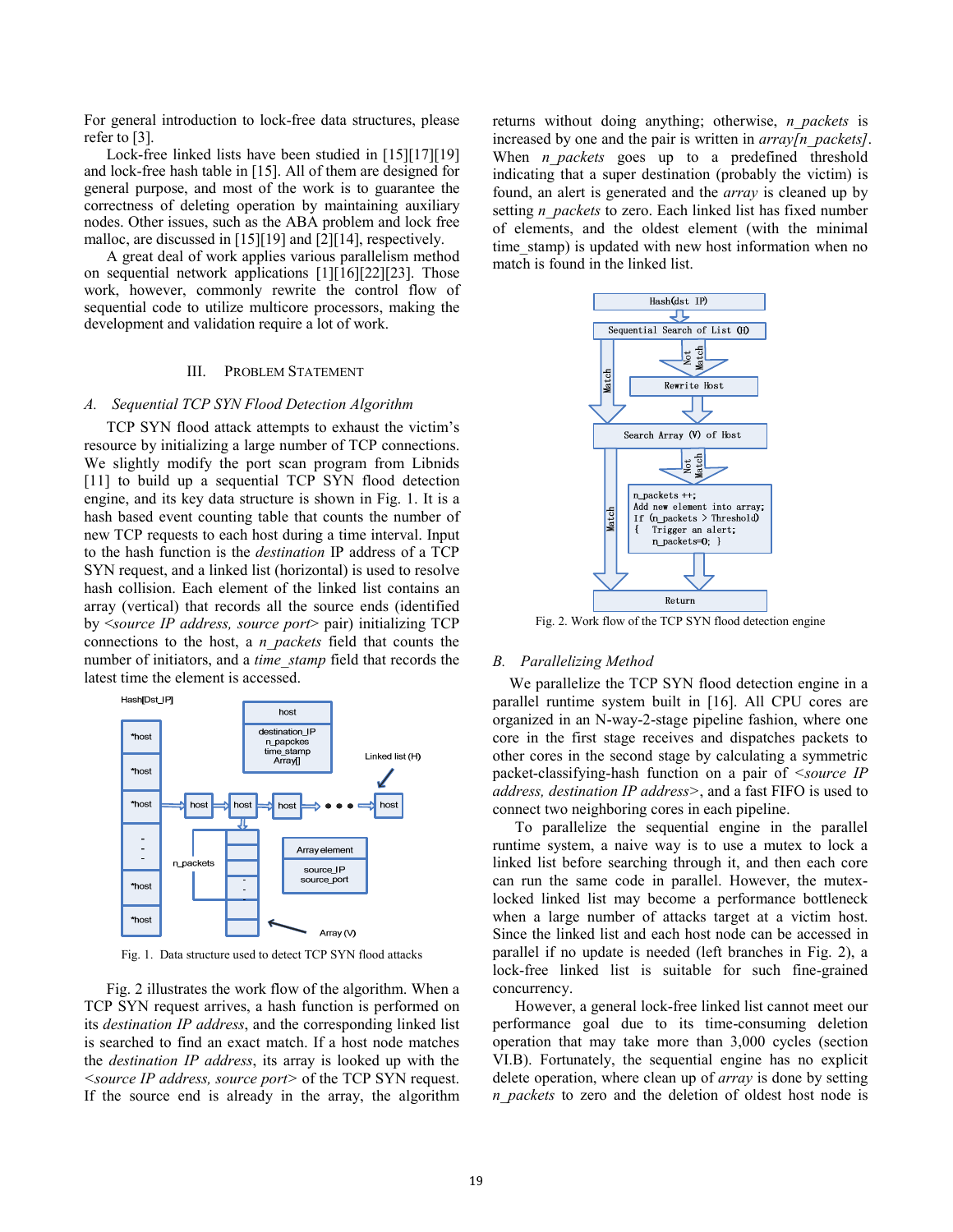For general introduction to lock-free data structures, please refer to [3].

Lock-free linked lists have been studied in [15][17][19] and lock-free hash table in [15]. All of them are designed for general purpose, and most of the work is to guarantee the correctness of deleting operation by maintaining auxiliary nodes. Other issues, such as the ABA problem and lock free malloc, are discussed in [15][19] and [2][14], respectively.

A great deal of work applies various parallelism method on sequential network applications [1][16][22][23]. Those work, however, commonly rewrite the control flow of sequential code to utilize multicore processors, making the development and validation require a lot of work.

## III. PROBLEM STATEMENT

### A. *Sequential TCP SYN Flood Detection Algorithm*

TCP SYN flood attack attempts to exhaust the victim's resource by initializing a large number of TCP connections. We slightly modify the port scan program from Libnids [11] to build up a sequential TCP SYN flood detection engine, and its key data structure is shown in Fig. 1. It is a hash based event counting table that counts the number of new TCP requests to each host during a time interval. Input to the hash function is the *destination* IP address of a TCP SYN request, and a linked list (horizontal) is used to resolve hash collision. Each element of the linked list contains an array (vertical) that records all the source ends (identified by <*source IP address, source port*> pair) initializing TCP connections to the host, a *n_packets* field that counts the number of initiators, and a *time_stamp* field that records the latest time the element is accessed.

Fig. 1. Data structure used to detect TCP SYN flood attacks

Fig. 2 illustrates the work flow of the algorithm. When a TCP SYN request arrives, a hash function is performed on its *destination IP address*, and the corresponding linked list is searched to find an exact match. If a host node matches the *destination IP address*, its array is looked up with the <*source IP address, source port*> of the TCP SYN request. If the source end is already in the array, the algorithm returns without doing anything; otherwise, *n_packets* is increased by one and the pair is written in *array[n_packets]*. When *n_packets* goes up to a predefined threshold indicating that a super destination (probably the victim) is found, an alert is generated and the *array* is cleaned up by setting *n_packets* to zero. Each linked list has fixed number of elements, and the oldest element (with the minimal time_stamp) is updated with new host information when no match is found in the linked list.

Fig. 2. Work flow of the TCP SYN flood detection engine

### B. *Parallelizing Method*

We parallelize the TCP SYN flood detection engine in a parallel runtime system built in [16]. All CPU cores are organized in an N-way-2-stage pipeline fashion, where one core in the first stage receives and dispatches packets to other cores in the second stage by calculating a symmetric packet-classifying-hash function on a pair of <*source IP address, destination IP address*>, and a fast FIFO is used to connect two neighboring cores in each pipeline.

To parallelize the sequential engine in the parallel runtime system, a naive way is to use a mutex to lock a linked list before searching through it, and then each core can run the same code in parallel. However, the mutex-locked linked list may become a performance bottleneck when a large number of attacks target at a victim host. Since the linked list and each host node can be accessed in parallel if no update is needed (left branches in Fig. 2), a lock-free linked list is suitable for such fine-grained concurrency.

However, a general lock-free linked list cannot meet our performance goal due to its time-consuming deletion operation that may take more than 3,000 cycles (section VI.B). Fortunately, the sequential engine has no explicit delete operation, where clean up of *array* is done by setting *n_packets* to zero and the deletion of oldest host node is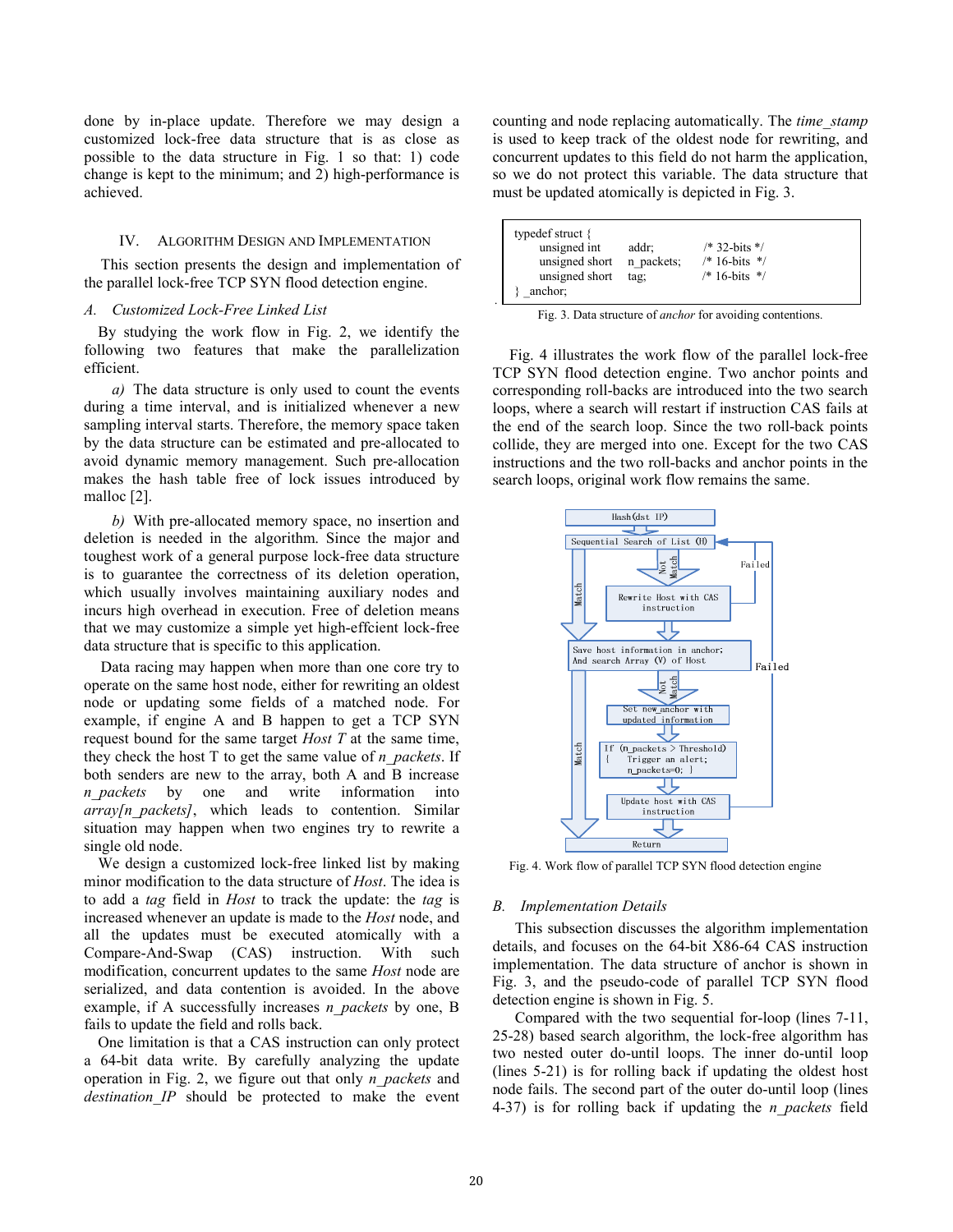done by in-place update. Therefore we may design a customized lock-free data structure that is as close as possible to the data structure in Fig. 1 so that: 1) code change is kept to the minimum; and 2) high-performance is achieved.

## IV. Algorithm Design and Implementation

This section presents the design and implementation of the parallel lock-free TCP SYN flood detection engine.

### A. Customized Lock-Free Linked List

By studying the work flow in Fig. 2, we identify the following two features that make the parallelization efficient.

*a)* The data structure is only used to count the events during a time interval, and is initialized whenever a new sampling interval starts. Therefore, the memory space taken by the data structure can be estimated and pre-allocated to avoid dynamic memory management. Such pre-allocation makes the hash table free of lock issues introduced by malloc [2].

*b)* With pre-allocated memory space, no insertion and deletion is needed in the algorithm. Since the major and toughest work of a general purpose lock-free data structure is to guarantee the correctness of its deletion operation, which usually involves maintaining auxiliary nodes and incurs high overhead in execution. Free of deletion means that we may customize a simple yet high-effcient lock-free data structure that is specific to this application.

Data racing may happen when more than one core try to operate on the same host node, either for rewriting an oldest node or updating some fields of a matched node. For example, if engine A and B happen to get a TCP SYN request bound for the same target *Host T* at the same time, they check the host T to get the same value of *n_packets*. If both senders are new to the array, both A and B increase *n_packets* by one and write information into *array[n_packets]*, which leads to contention. Similar situation may happen when two engines try to rewrite a single old node.

We design a customized lock-free linked list by making minor modification to the data structure of *Host*. The idea is to add a *tag* field in *Host* to track the update: the *tag* is increased whenever an update is made to the *Host* node, and all the updates must be executed atomically with a Compare-And-Swap (CAS) instruction. With such modification, concurrent updates to the same *Host* node are serialized, and data contention is avoided. In the above example, if A successfully increases *n_packets* by one, B fails to update the field and rolls back.

One limitation is that a CAS instruction can only protect a 64-bit data write. By carefully analyzing the update operation in Fig. 2, we figure out that only *n_packets* and *destination_IP* should be protected to make the event counting and node replacing automatically. The *time_stamp* is used to keep track of the oldest node for rewriting, and concurrent updates to this field do not harm the application, so we do not protect this variable. The data structure that must be updated atomically is depicted in Fig. 3.

```
typedef struct {
    unsigned int     addr;        /* 32-bits */
    unsigned short   n_packets;   /* 16-bits */
    unsigned short   tag;         /* 16-bits */
} _anchor;
```

Fig. 3. Data structure of *anchor* for avoiding contentions.

Fig. 4 illustrates the work flow of the parallel lock-free TCP SYN flood detection engine. Two anchor points and corresponding roll-backs are introduced into the two search loops, where a search will restart if instruction CAS fails at the end of the search loop. Since the two roll-back points collide, they are merged into one. Except for the two CAS instructions and the two roll-backs and anchor points in the search loops, original work flow remains the same.

Fig. 4. Work flow of parallel TCP SYN flood detection engine

### B. Implementation Details

This subsection discusses the algorithm implementation details, and focuses on the 64-bit X86-64 CAS instruction implementation. The data structure of anchor is shown in Fig. 3, and the pseudo-code of parallel TCP SYN flood detection engine is shown in Fig. 5.

Compared with the two sequential for-loop (lines 7-11, 25-28) based search algorithm, the lock-free algorithm has two nested outer do-until loops. The inner do-until loop (lines 5-21) is for rolling back if updating the oldest host node fails. The second part of the outer do-until loop (lines 4-37) is for rolling back if updating the *n_packets* field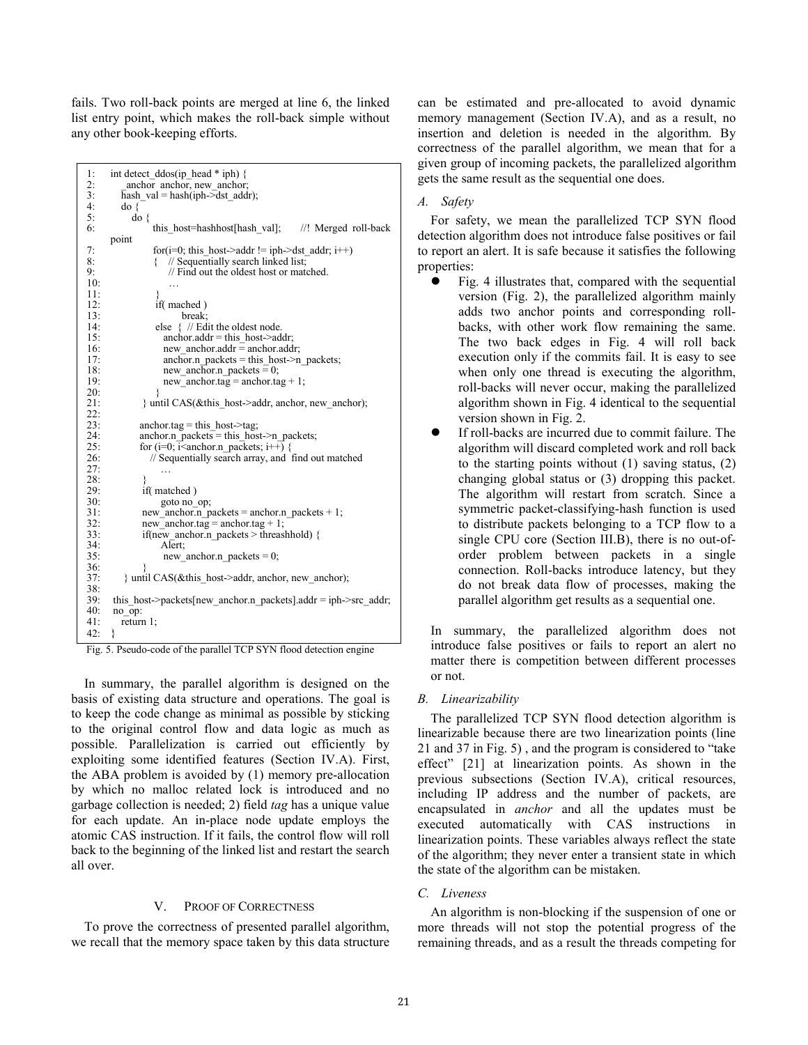fails. Two roll-back points are merged at line 6, the linked list entry point, which makes the roll-back simple without any other book-keeping efforts.

```
1:   int detect_ddos(ip_head * iph) {
2:      _anchor anchor, new_anchor;
3:      hash_val = hash(iph->dst_addr);
4:      do {
5:         do {
6:               this_host=hashhost[hash_val];      //! Merged roll-back
     point
7:               for(i=0; this_host->addr != iph->dst_addr; i++)
8:               {   // Sequentially search linked list;
9:                   // Find out the oldest host or matched.
10:                  …
11:              }
12:              if( mached )
13:                    break;
14:              else  {  // Edit the oldest node.
15:                 anchor.addr = this_host->addr;
16:                 new_anchor.addr = anchor.addr;
17:                 anchor.n_packets = this_host->n_packets;
18:                 new_anchor.n_packets = 0;
19:                 new_anchor.tag = anchor.tag + 1;
20:              }
21:          } until CAS(&this_host->addr, anchor, new_anchor);
22:
23:          anchor.tag = this_host->tag;
24:          anchor.n_packets = this_host->n_packets;
25:          for (i=0; i<anchor.n_packets; i++) {
26:             // Sequentially search array, and  find out matched
27:                …
28:          }
29:          if( matched )
30:               goto no_op;
31:          new_anchor.n_packets = anchor.n_packets + 1;
32:          new_anchor.tag = anchor.tag + 1;
33:          if(new_anchor.n_packets > threashhold) {
34:               Alert;
35:               new_anchor.n_packets = 0;
36:          }
37:      } until CAS(&this_host->addr, anchor, new_anchor);
38:
39:   this_host->packets[new_anchor.n_packets].addr = iph->src_addr;
40:   no_op:
41:      return 1;
42:  }
```

Fig. 5. Pseudo-code of the parallel TCP SYN flood detection engine

In summary, the parallel algorithm is designed on the basis of existing data structure and operations. The goal is to keep the code change as minimal as possible by sticking to the original control flow and data logic as much as possible. Parallelization is carried out efficiently by exploiting some identified features (Section IV.A). First, the ABA problem is avoided by (1) memory pre-allocation by which no malloc related lock is introduced and no garbage collection is needed; 2) field *tag* has a unique value for each update. An in-place node update employs the atomic CAS instruction. If it fails, the control flow will roll back to the beginning of the linked list and restart the search all over.

## V. Proof of Correctness

To prove the correctness of presented parallel algorithm, we recall that the memory space taken by this data structure can be estimated and pre-allocated to avoid dynamic memory management (Section IV.A), and as a result, no insertion and deletion is needed in the algorithm. By correctness of the parallel algorithm, we mean that for a given group of incoming packets, the parallelized algorithm gets the same result as the sequential one does.

### *A. Safety*

For safety, we mean the parallelized TCP SYN flood detection algorithm does not introduce false positives or fail to report an alert. It is safe because it satisfies the following properties:

- Fig. 4 illustrates that, compared with the sequential version (Fig. 2), the parallelized algorithm mainly adds two anchor points and corresponding roll-backs, with other work flow remaining the same. The two back edges in Fig. 4 will roll back execution only if the commits fail. It is easy to see when only one thread is executing the algorithm, roll-backs will never occur, making the parallelized algorithm shown in Fig. 4 identical to the sequential version shown in Fig. 2.
- If roll-backs are incurred due to commit failure. The algorithm will discard completed work and roll back to the starting points without (1) saving status, (2) changing global status or (3) dropping this packet. The algorithm will restart from scratch. Since a symmetric packet-classifying-hash function is used to distribute packets belonging to a TCP flow to a single CPU core (Section III.B), there is no out-of-order problem between packets in a single connection. Roll-backs introduce latency, but they do not break data flow of processes, making the parallel algorithm get results as a sequential one.

In summary, the parallelized algorithm does not introduce false positives or fails to report an alert no matter there is competition between different processes or not.

### *B. Linearizability*

The parallelized TCP SYN flood detection algorithm is linearizable because there are two linearization points (line 21 and 37 in Fig. 5) , and the program is considered to "take effect" [21] at linearization points. As shown in the previous subsections (Section IV.A), critical resources, including IP address and the number of packets, are encapsulated in *anchor* and all the updates must be executed automatically with CAS instructions in linearization points. These variables always reflect the state of the algorithm; they never enter a transient state in which the state of the algorithm can be mistaken.

### *C. Liveness*

An algorithm is non-blocking if the suspension of one or more threads will not stop the potential progress of the remaining threads, and as a result the threads competing for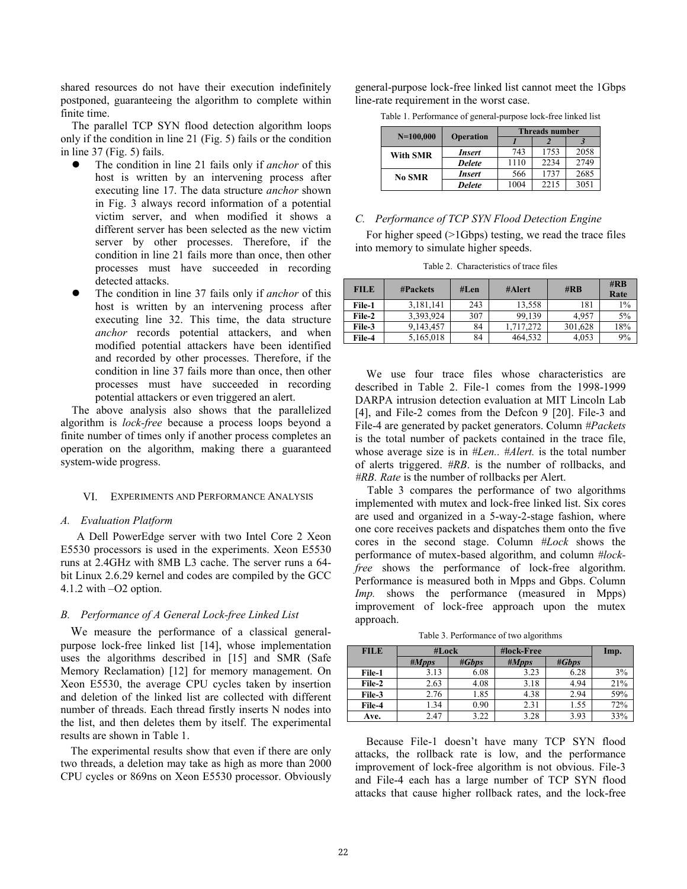shared resources do not have their execution indefinitely postponed, guaranteeing the algorithm to complete within finite time.

The parallel TCP SYN flood detection algorithm loops only if the condition in line 21 (Fig. 5) fails or the condition in line 37 (Fig. 5) fails.

- The condition in line 21 fails only if *anchor* of this host is written by an intervening process after executing line 17. The data structure *anchor* shown in Fig. 3 always record information of a potential victim server, and when modified it shows a different server has been selected as the new victim server by other processes. Therefore, if the condition in line 21 fails more than once, then other processes must have succeeded in recording detected attacks.
- The condition in line 37 fails only if *anchor* of this host is written by an intervening process after executing line 32. This time, the data structure *anchor* records potential attackers, and when modified potential attackers have been identified and recorded by other processes. Therefore, if the condition in line 37 fails more than once, then other processes must have succeeded in recording potential attackers or even triggered an alert.

The above analysis also shows that the parallelized algorithm is *lock-free* because a process loops beyond a finite number of times only if another process completes an operation on the algorithm, making there a guaranteed system-wide progress.

## VI. Experiments and Performance Analysis

### A. Evaluation Platform

A Dell PowerEdge server with two Intel Core 2 Xeon E5530 processors is used in the experiments. Xeon E5530 runs at 2.4GHz with 8MB L3 cache. The server runs a 64-bit Linux 2.6.29 kernel and codes are compiled by the GCC 4.1.2 with –O2 option.

### B. Performance of A General Lock-free Linked List

We measure the performance of a classical general-purpose lock-free linked list [14], whose implementation uses the algorithms described in [15] and SMR (Safe Memory Reclamation) [12] for memory management. On Xeon E5530, the average CPU cycles taken by insertion and deletion of the linked list are collected with different number of threads. Each thread firstly inserts N nodes into the list, and then deletes them by itself. The experimental results are shown in Table 1.

The experimental results show that even if there are only two threads, a deletion may take as high as more than 2000 CPU cycles or 869ns on Xeon E5530 processor. Obviously general-purpose lock-free linked list cannot meet the 1Gbps line-rate requirement in the worst case.

Table 1. Performance of general-purpose lock-free linked list

| N=100,000 | Operation | Threads number | | |
|---|---|---|---|---|
| | | *1* | *2* | *3* |
| **With SMR** | ***Insert*** | 743 | 1753 | 2058 |
| | ***Delete*** | 1110 | 2234 | 2749 |
| **No SMR** | ***Insert*** | 566 | 1737 | 2685 |
| | ***Delete*** | 1004 | 2215 | 3051 |

### C. Performance of TCP SYN Flood Detection Engine

For higher speed (>1Gbps) testing, we read the trace files into memory to simulate higher speeds.

Table 2. Characteristics of trace files

| FILE | #Packets | #Len | #Alert | #RB | #RB Rate |
|---|---|---|---|---|---|
| **File-1** | 3,181,141 | 243 | 13,558 | 181 | 1% |
| **File-2** | 3,393,924 | 307 | 99,139 | 4,957 | 5% |
| **File-3** | 9,143,457 | 84 | 1,717,272 | 301,628 | 18% |
| **File-4** | 5,165,018 | 84 | 464,532 | 4,053 | 9% |

We use four trace files whose characteristics are described in Table 2. File-1 comes from the 1998-1999 DARPA intrusion detection evaluation at MIT Lincoln Lab [4], and File-2 comes from the Defcon 9 [20]. File-3 and File-4 are generated by packet generators. Column *#Packets* is the total number of packets contained in the trace file, whose average size is in *#Len.. #Alert.* is the total number of alerts triggered. *#RB*. is the number of rollbacks, and *#RB. Rate* is the number of rollbacks per Alert.

Table 3 compares the performance of two algorithms implemented with mutex and lock-free linked list. Six cores are used and organized in a 5-way-2-stage fashion, where one core receives packets and dispatches them onto the five cores in the second stage. Column *#Lock* shows the performance of mutex-based algorithm, and column *#lock-free* shows the performance of lock-free algorithm. Performance is measured both in Mpps and Gbps. Column *Imp.* shows the performance (measured in Mpps) improvement of lock-free approach upon the mutex approach.

Table 3. Performance of two algorithms

| FILE | #Lock | | #lock-Free | | Imp. |
|---|---|---|---|---|---|
| | *#Mpps* | *#Gbps* | *#Mpps* | *#Gbps* | |
| **File-1** | 3.13 | 6.08 | 3.23 | 6.28 | 3% |
| **File-2** | 2.63 | 4.08 | 3.18 | 4.94 | 21% |
| **File-3** | 2.76 | 1.85 | 4.38 | 2.94 | 59% |
| **File-4** | 1.34 | 0.90 | 2.31 | 1.55 | 72% |
| **Ave.** | 2.47 | 3.22 | 3.28 | 3.93 | 33% |

Because File-1 doesn't have many TCP SYN flood attacks, the rollback rate is low, and the performance improvement of lock-free algorithm is not obvious. File-3 and File-4 each has a large number of TCP SYN flood attacks that cause higher rollback rates, and the lock-free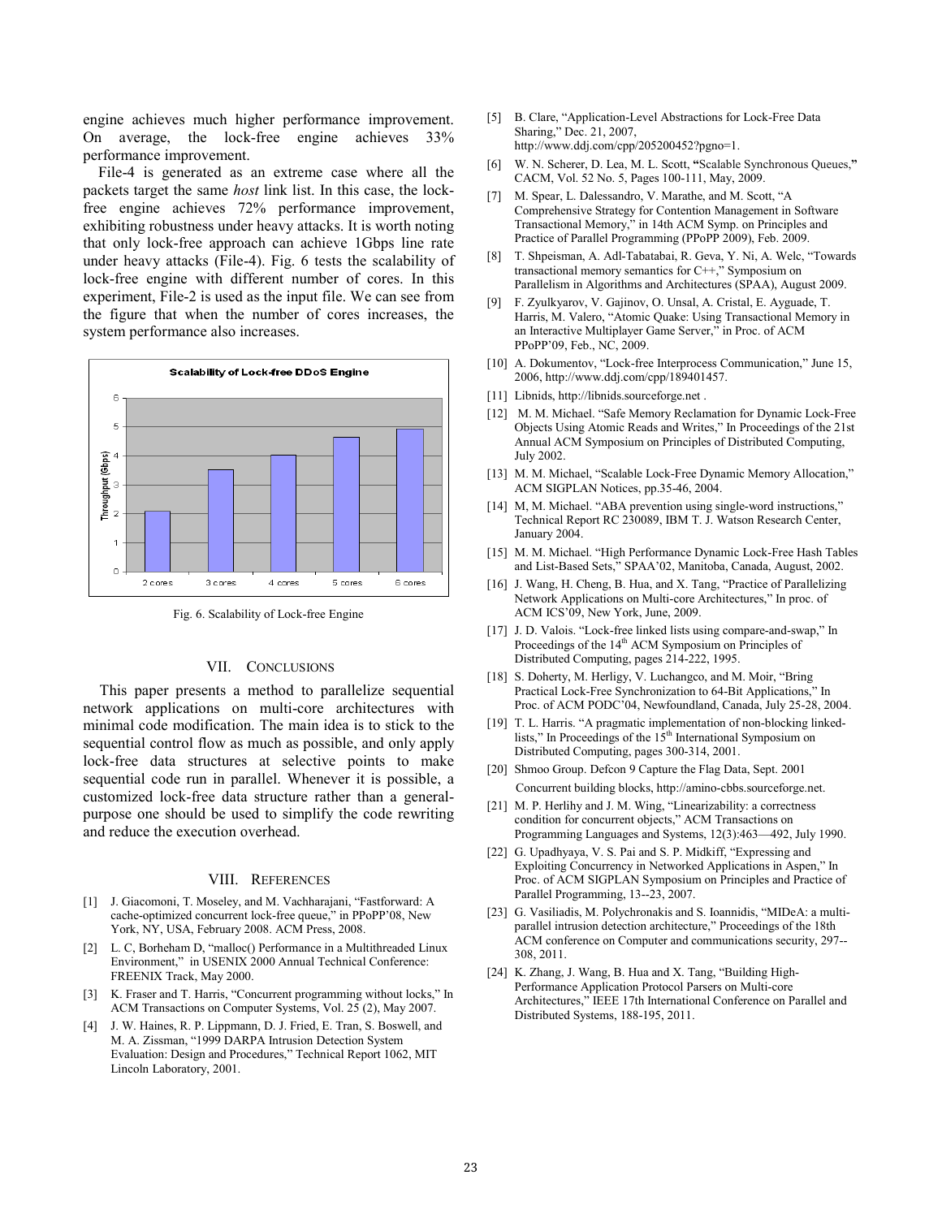engine achieves much higher performance improvement. On average, the lock-free engine achieves 33% performance improvement.

File-4 is generated as an extreme case where all the packets target the same *host* link list. In this case, the lock-free engine achieves 72% performance improvement, exhibiting robustness under heavy attacks. It is worth noting that only lock-free approach can achieve 1Gbps line rate under heavy attacks (File-4). Fig. 6 tests the scalability of lock-free engine with different number of cores. In this experiment, File-2 is used as the input file. We can see from the figure that when the number of cores increases, the system performance also increases.

Scalability of Lock-free DDoS Engine

Throughput (Gbps)

0
1
2
3
4
5
6

2 cores
3 cores
4 cores
5 cores
6 cores

Fig. 6. Scalability of Lock-free Engine

## VII. Conclusions

This paper presents a method to parallelize sequential network applications on multi-core architectures with minimal code modification. The main idea is to stick to the sequential control flow as much as possible, and only apply lock-free data structures at selective points to make sequential code run in parallel. Whenever it is possible, a customized lock-free data structure rather than a general-purpose one should be used to simplify the code rewriting and reduce the execution overhead.

## VIII. References

[1] J. Giacomoni, T. Moseley, and M. Vachharajani, "Fastforward: A cache-optimized concurrent lock-free queue," in PPoPP'08, New York, NY, USA, February 2008. ACM Press, 2008.

[2] L. C, Borheham D, "malloc() Performance in a Multithreaded Linux Environment," in USENIX 2000 Annual Technical Conference: FREENIX Track, May 2000.

[3] K. Fraser and T. Harris, "Concurrent programming without locks," In ACM Transactions on Computer Systems, Vol. 25 (2), May 2007.

[4] J. W. Haines, R. P. Lippmann, D. J. Fried, E. Tran, S. Boswell, and M. A. Zissman, "1999 DARPA Intrusion Detection System Evaluation: Design and Procedures," Technical Report 1062, MIT Lincoln Laboratory, 2001.

[5] B. Clare, "Application-Level Abstractions for Lock-Free Data Sharing," Dec. 21, 2007, http://www.ddj.com/cpp/205200452?pgno=1.

[6] W. N. Scherer, D. Lea, M. L. Scott, "Scalable Synchronous Queues," CACM, Vol. 52 No. 5, Pages 100-111, May, 2009.

[7] M. Spear, L. Dalessandro, V. Marathe, and M. Scott, "A Comprehensive Strategy for Contention Management in Software Transactional Memory," in 14th ACM Symp. on Principles and Practice of Parallel Programming (PPoPP 2009), Feb. 2009.

[8] T. Shpeisman, A. Adl-Tabatabai, R. Geva, Y. Ni, A. Welc, "Towards transactional memory semantics for C++," Symposium on Parallelism in Algorithms and Architectures (SPAA), August 2009.

[9] F. Zyulkyarov, V. Gajinov, O. Unsal, A. Cristal, E. Ayguade, T. Harris, M. Valero, "Atomic Quake: Using Transactional Memory in an Interactive Multiplayer Game Server," in Proc. of ACM PPoPP'09, Feb., NC, 2009.

[10] A. Dokumentov, "Lock-free Interprocess Communication," June 15, 2006, http://www.ddj.com/cpp/189401457.

[11] Libnids, http://libnids.sourceforge.net .

[12] M. M. Michael. "Safe Memory Reclamation for Dynamic Lock-Free Objects Using Atomic Reads and Writes," In Proceedings of the 21st Annual ACM Symposium on Principles of Distributed Computing, July 2002.

[13] M. M. Michael, "Scalable Lock-Free Dynamic Memory Allocation," ACM SIGPLAN Notices, pp.35-46, 2004.

[14] M, M. Michael. "ABA prevention using single-word instructions," Technical Report RC 230089, IBM T. J. Watson Research Center, January 2004.

[15] M. M. Michael. "High Performance Dynamic Lock-Free Hash Tables and List-Based Sets," SPAA'02, Manitoba, Canada, August, 2002.

[16] J. Wang, H. Cheng, B. Hua, and X. Tang, "Practice of Parallelizing Network Applications on Multi-core Architectures," In proc. of ACM ICS'09, New York, June, 2009.

[17] J. D. Valois. "Lock-free linked lists using compare-and-swap," In Proceedings of the 14th ACM Symposium on Principles of Distributed Computing, pages 214-222, 1995.

[18] S. Doherty, M. Herligy, V. Luchangco, and M. Moir, "Bring Practical Lock-Free Synchronization to 64-Bit Applications," In Proc. of ACM PODC'04, Newfoundland, Canada, July 25-28, 2004.

[19] T. L. Harris. "A pragmatic implementation of non-blocking linked-lists," In Proceedings of the 15th International Symposium on Distributed Computing, pages 300-314, 2001.

[20] Shmoo Group. Defcon 9 Capture the Flag Data, Sept. 2001

Concurrent building blocks, http://amino-cbbs.sourceforge.net.

[21] M. P. Herlihy and J. M. Wing, "Linearizability: a correctness condition for concurrent objects," ACM Transactions on Programming Languages and Systems, 12(3):463—492, July 1990.

[22] G. Upadhyaya, V. S. Pai and S. P. Midkiff, "Expressing and Exploiting Concurrency in Networked Applications in Aspen," In Proc. of ACM SIGPLAN Symposium on Principles and Practice of Parallel Programming, 13--23, 2007.

[23] G. Vasiliadis, M. Polychronakis and S. Ioannidis, "MIDeA: a multi-parallel intrusion detection architecture," Proceedings of the 18th ACM conference on Computer and communications security, 297--308, 2011.

[24] K. Zhang, J. Wang, B. Hua and X. Tang, "Building High-Performance Application Protocol Parsers on Multi-core Architectures," IEEE 17th International Conference on Parallel and Distributed Systems, 188-195, 2011.